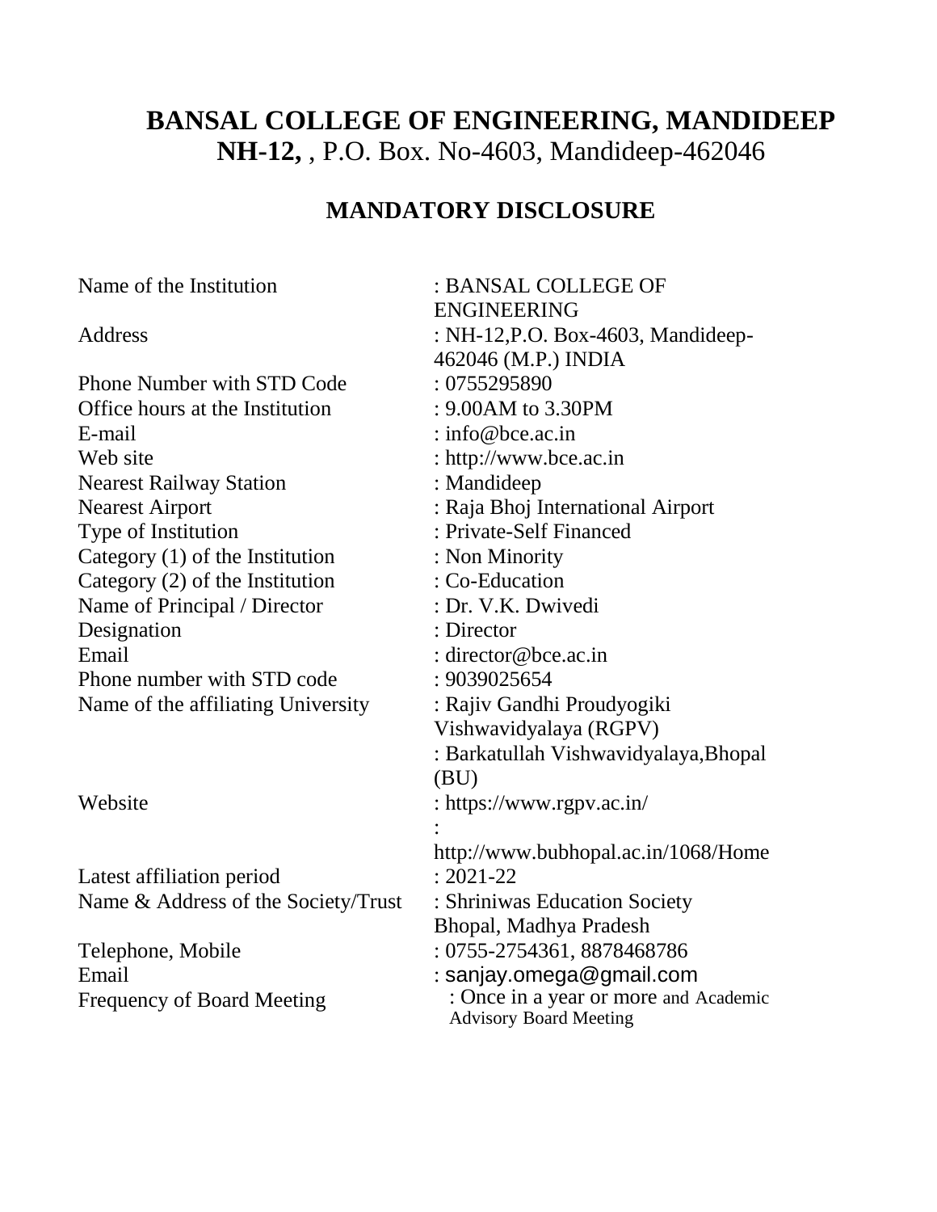# BANSAL COLLEGE OF ENGINEERING, MANDIDEEP

**NH-12,** , P.O. Box. No-4603, Mandideep-462046

## MANDATORY DISCLOSURE

| | |
|---|---|
| Name of the Institution | : BANSAL COLLEGE OF ENGINEERING |
| Address | : NH-12,P.O. Box-4603, Mandideep-462046 (M.P.) INDIA |
| Phone Number with STD Code | : 0755295890 |
| Office hours at the Institution | : 9.00AM to 3.30PM |
| E-mail | : info@bce.ac.in |
| Web site | : http://www.bce.ac.in |
| Nearest Railway Station | : Mandideep |
| Nearest Airport | : Raja Bhoj International Airport |
| Type of Institution | : Private-Self Financed |
| Category (1) of the Institution | : Non Minority |
| Category (2) of the Institution | : Co-Education |
| Name of Principal / Director | : Dr. V.K. Dwivedi |
| Designation | : Director |
| Email | : director@bce.ac.in |
| Phone number with STD code | : 9039025654 |
| Name of the affiliating University | : Rajiv Gandhi Proudyogiki Vishwavidyalaya (RGPV)<br>: Barkatullah Vishwavidyalaya,Bhopal (BU) |
| Website | : https://www.rgpv.ac.in/<br>: http://www.bubhopal.ac.in/1068/Home |
| Latest affiliation period | : 2021-22 |
| Name & Address of the Society/Trust | : Shriniwas Education Society Bhopal, Madhya Pradesh |
| Telephone, Mobile | : 0755-2754361, 8878468786 |
| Email | : sanjay.omega@gmail.com |
| Frequency of Board Meeting | : Once in a year or more and Academic Advisory Board Meeting |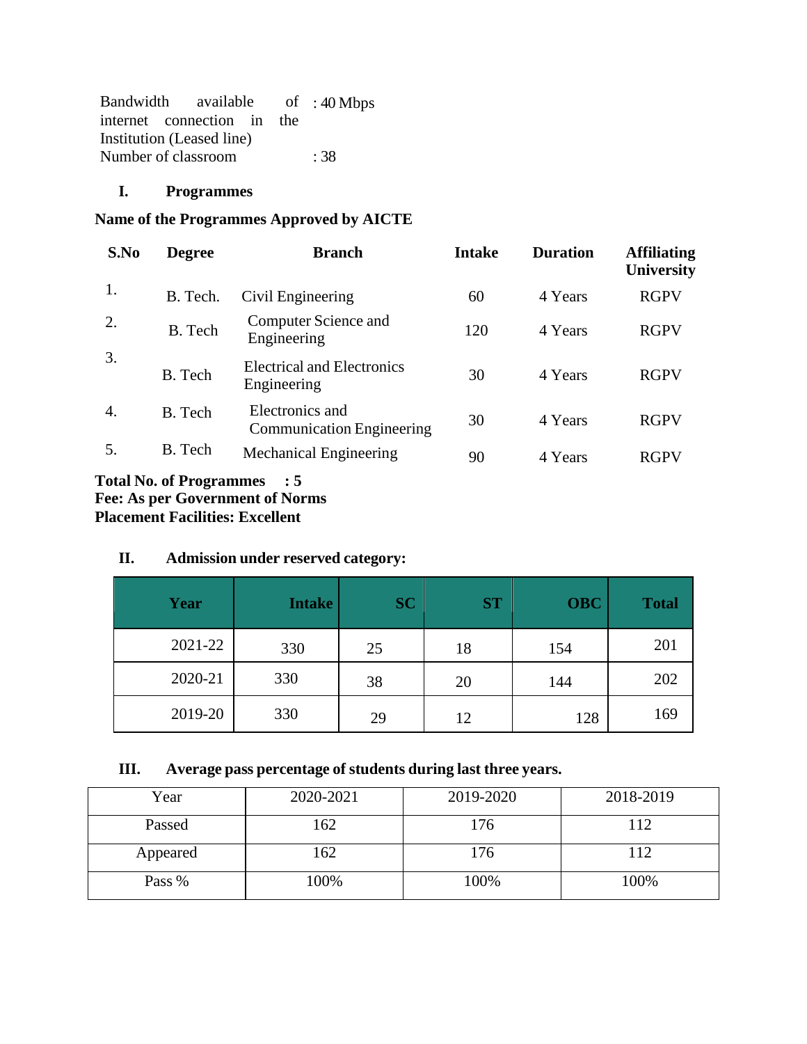Bandwidth available of internet connection in the Institution (Leased line) : 40 Mbps

Number of classroom : 38

## I. Programmes

**Name of the Programmes Approved by AICTE**

| S.No | Degree | Branch | Intake | Duration | Affiliating University |
|---|---|---|---|---|---|
| 1. | B. Tech. | Civil Engineering | 60 | 4 Years | RGPV |
| 2. | B. Tech | Computer Science and Engineering | 120 | 4 Years | RGPV |
| 3. | B. Tech | Electrical and Electronics Engineering | 30 | 4 Years | RGPV |
| 4. | B. Tech | Electronics and Communication Engineering | 30 | 4 Years | RGPV |
| 5. | B. Tech | Mechanical Engineering | 90 | 4 Years | RGPV |

**Total No. of Programmes : 5**
**Fee: As per Government of Norms**
**Placement Facilities: Excellent**

## II. Admission under reserved category:

| Year | Intake | SC | ST | OBC | Total |
|---|---|---|---|---|---|
| 2021-22 | 330 | 25 | 18 | 154 | 201 |
| 2020-21 | 330 | 38 | 20 | 144 | 202 |
| 2019-20 | 330 | 29 | 12 | 128 | 169 |

## III. Average pass percentage of students during last three years.

| Year | 2020-2021 | 2019-2020 | 2018-2019 |
|---|---|---|---|
| Passed | 162 | 176 | 112 |
| Appeared | 162 | 176 | 112 |
| Pass % | 100% | 100% | 100% |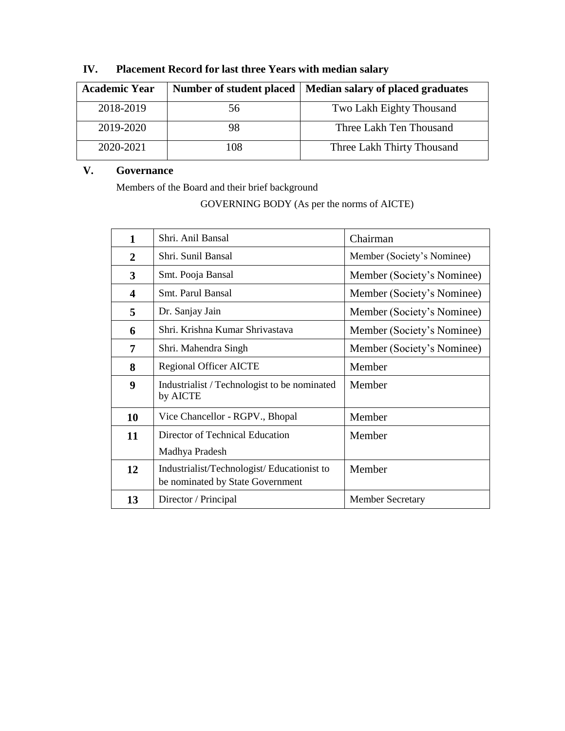## IV. Placement Record for last three Years with median salary

| Academic Year | Number of student placed | Median salary of placed graduates |
|---|---|---|
| 2018-2019 | 56 | Two Lakh Eighty Thousand |
| 2019-2020 | 98 | Three Lakh Ten Thousand |
| 2020-2021 | 108 | Three Lakh Thirty Thousand |

## V. Governance

Members of the Board and their brief background

GOVERNING BODY (As per the norms of AICTE)

| | | |
|---|---|---|
| **1** | Shri. Anil Bansal | Chairman |
| **2** | Shri. Sunil Bansal | Member (Society's Nominee) |
| **3** | Smt. Pooja Bansal | Member (Society's Nominee) |
| **4** | Smt. Parul Bansal | Member (Society's Nominee) |
| **5** | Dr. Sanjay Jain | Member (Society's Nominee) |
| **6** | Shri. Krishna Kumar Shrivastava | Member (Society's Nominee) |
| **7** | Shri. Mahendra Singh | Member (Society's Nominee) |
| **8** | Regional Officer AICTE | Member |
| **9** | Industrialist / Technologist to be nominated by AICTE | Member |
| **10** | Vice Chancellor - RGPV., Bhopal | Member |
| **11** | Director of Technical Education Madhya Pradesh | Member |
| **12** | Industrialist/Technologist/ Educationist to be nominated by State Government | Member |
| **13** | Director / Principal | Member Secretary |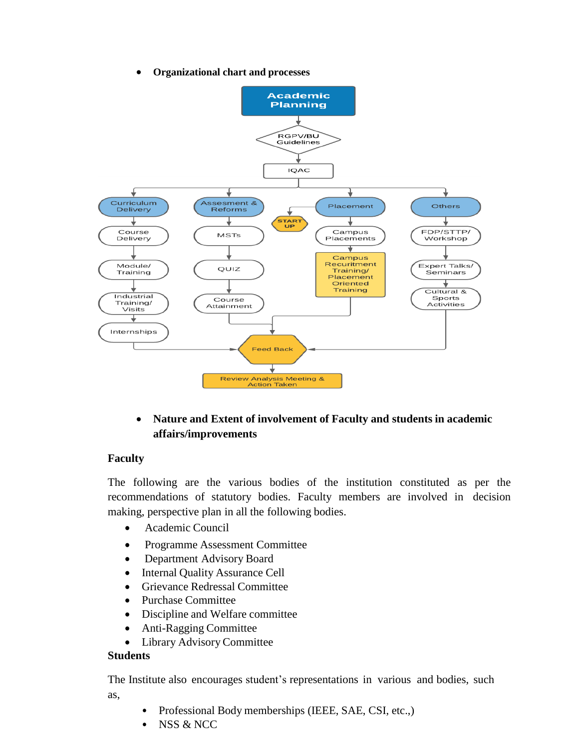- **Organizational chart and processes**

Academic Planning → RGPV/BU Guidelines → IQAC

- Curriculum Delivery → Course Delivery → Module/ Training → Industrial Training/ Visits → Internships
- Assessment & Reforms → MSTs → QUIZ → Course Attainment
- Placement → START UP; Campus Placements → Campus Recruitment Training/ Placement Oriented Training
- Others → FDP/STTP/ Workshop → Expert Talks/ Seminars → Cultural & Sports Activities

→ Feed Back → Review Analysis Meeting & Action Taken

- **Nature and Extent of involvement of Faculty and students in academic affairs/improvements**

**Faculty**

The following are the various bodies of the institution constituted as per the recommendations of statutory bodies. Faculty members are involved in decision making, perspective plan in all the following bodies.

- Academic Council
- Programme Assessment Committee
- Department Advisory Board
- Internal Quality Assurance Cell
- Grievance Redressal Committee
- Purchase Committee
- Discipline and Welfare committee
- Anti-Ragging Committee
- Library Advisory Committee

**Students**

The Institute also encourages student's representations in various and bodies, such as,

- Professional Body memberships (IEEE, SAE, CSI, etc.,)
- NSS & NCC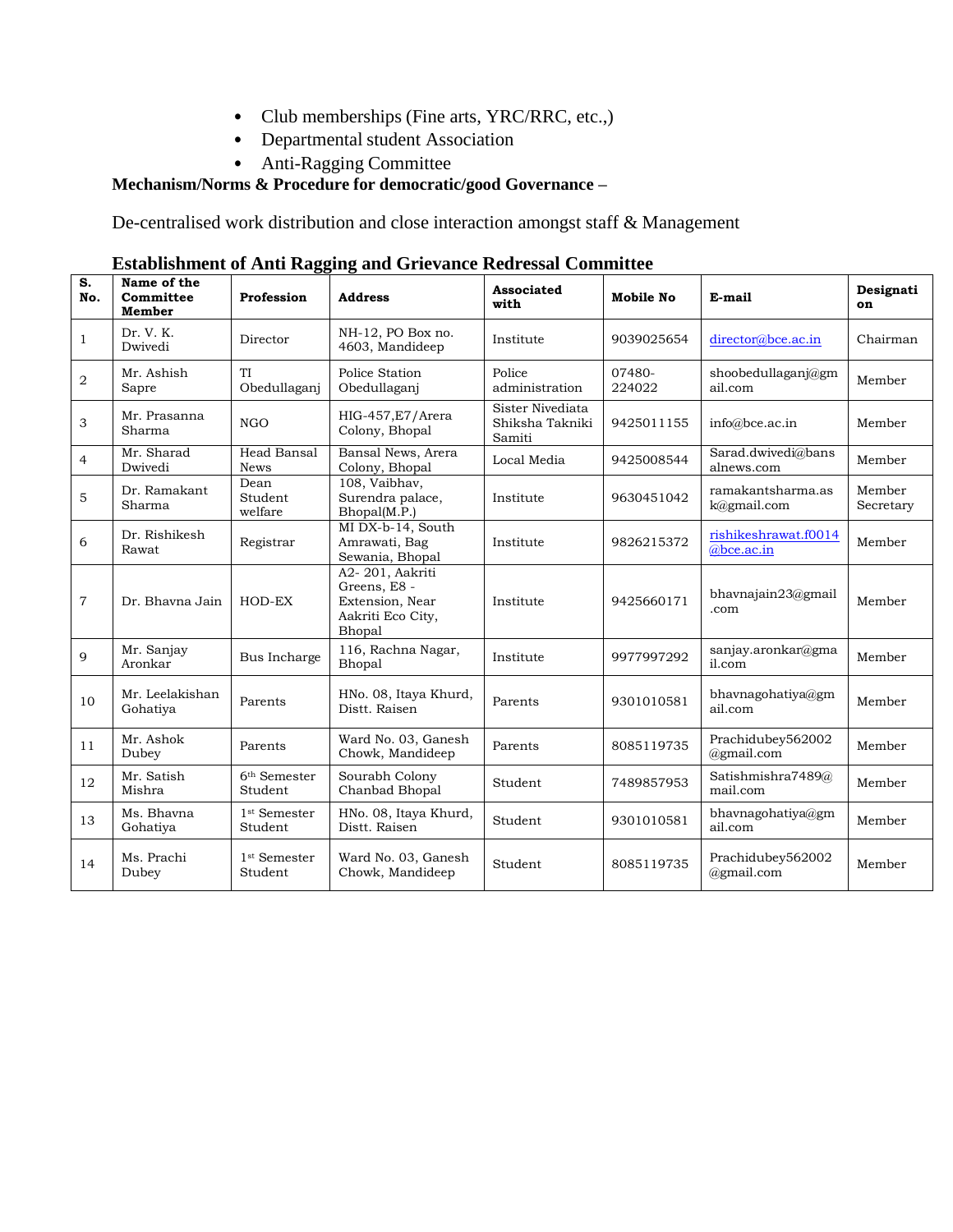- Club memberships (Fine arts, YRC/RRC, etc.,)
- Departmental student Association
- Anti-Ragging Committee

**Mechanism/Norms & Procedure for democratic/good Governance –**

De-centralised work distribution and close interaction amongst staff & Management

**Establishment of Anti Ragging and Grievance Redressal Committee**

| S. No. | Name of the Committee Member | Profession | Address | Associated with | Mobile No | E-mail | Designation |
|---|---|---|---|---|---|---|---|
| 1 | Dr. V. K. Dwivedi | Director | NH-12, PO Box no. 4603, Mandideep | Institute | 9039025654 | director@bce.ac.in | Chairman |
| 2 | Mr. Ashish Sapre | TI Obedullaganj | Police Station Obedullaganj | Police administration | 07480-224022 | shoobedullaganj@gmail.com | Member |
| 3 | Mr. Prasanna Sharma | NGO | HIG-457,E7/Arera Colony, Bhopal | Sister Nivediata Shiksha Takniki Samiti | 9425011155 | info@bce.ac.in | Member |
| 4 | Mr. Sharad Dwivedi | Head Bansal News | Bansal News, Arera Colony, Bhopal | Local Media | 9425008544 | Sarad.dwivedi@bansalnews.com | Member |
| 5 | Dr. Ramakant Sharma | Dean Student welfare | 108, Vaibhav, Surendra palace, Bhopal(M.P.) | Institute | 9630451042 | ramakantsharma.ask@gmail.com | Member Secretary |
| 6 | Dr. Rishikesh Rawat | Registrar | MI DX-b-14, South Amrawati, Bag Sewania, Bhopal | Institute | 9826215372 | rishikeshrawat.f0014@bce.ac.in | Member |
| 7 | Dr. Bhavna Jain | HOD-EX | A2- 201, Aakriti Greens, E8 - Extension, Near Aakriti Eco City, Bhopal | Institute | 9425660171 | bhavnajain23@gmail.com | Member |
| 9 | Mr. Sanjay Aronkar | Bus Incharge | 116, Rachna Nagar, Bhopal | Institute | 9977997292 | sanjay.aronkar@gmail.com | Member |
| 10 | Mr. Leelakishan Gohatiya | Parents | HNo. 08, Itaya Khurd, Distt. Raisen | Parents | 9301010581 | bhavnagohatiya@gmail.com | Member |
| 11 | Mr. Ashok Dubey | Parents | Ward No. 03, Ganesh Chowk, Mandideep | Parents | 8085119735 | Prachidubey562002@gmail.com | Member |
| 12 | Mr. Satish Mishra | 6th Semester Student | Sourabh Colony Chanbad Bhopal | Student | 7489857953 | Satishmishra7489@mail.com | Member |
| 13 | Ms. Bhavna Gohatiya | 1st Semester Student | HNo. 08, Itaya Khurd, Distt. Raisen | Student | 9301010581 | bhavnagohatiya@gmail.com | Member |
| 14 | Ms. Prachi Dubey | 1st Semester Student | Ward No. 03, Ganesh Chowk, Mandideep | Student | 8085119735 | Prachidubey562002@gmail.com | Member |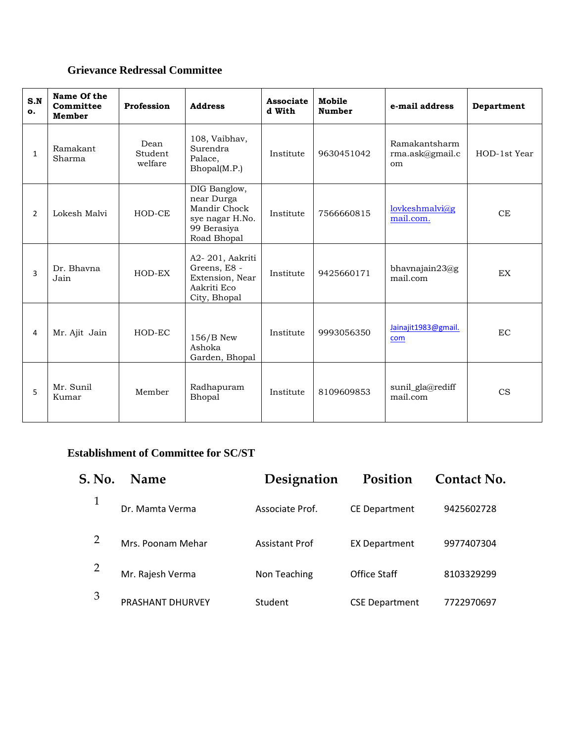### Grievance Redressal Committee

| S.No. | Name Of the Committee Member | Profession | Address | Associated With | Mobile Number | e-mail address | Department |
|---|---|---|---|---|---|---|---|
| 1 | Ramakant Sharma | Dean Student welfare | 108, Vaibhav, Surendra Palace, Bhopal(M.P.) | Institute | 9630451042 | Ramakantsharmrma.ask@gmail.com | HOD-1st Year |
| 2 | Lokesh Malvi | HOD-CE | DIG Banglow, near Durga Mandir Chock sye nagar H.No. 99 Berasiya Road Bhopal | Institute | 7566660815 | lovkeshmalvi@gmail.com. | CE |
| 3 | Dr. Bhavna Jain | HOD-EX | A2- 201, Aakriti Greens, E8 - Extension, Near Aakriti Eco City, Bhopal | Institute | 9425660171 | bhavnajain23@gmail.com | EX |
| 4 | Mr. Ajit Jain | HOD-EC | 156/B New Ashoka Garden, Bhopal | Institute | 9993056350 | Jainajit1983@gmail.com | EC |
| 5 | Mr. Sunil Kumar | Member | Radhapuram Bhopal | Institute | 8109609853 | sunil_gla@rediffmail.com | CS |

### Establishment of Committee for SC/ST

| S. No. | Name | Designation | Position | Contact No. |
|---|---|---|---|---|
| 1 | Dr. Mamta Verma | Associate Prof. | CE Department | 9425602728 |
| 2 | Mrs. Poonam Mehar | Assistant Prof | EX Department | 9977407304 |
| 2 | Mr. Rajesh Verma | Non Teaching | Office Staff | 8103329299 |
| 3 | PRASHANT DHURVEY | Student | CSE Department | 7722970697 |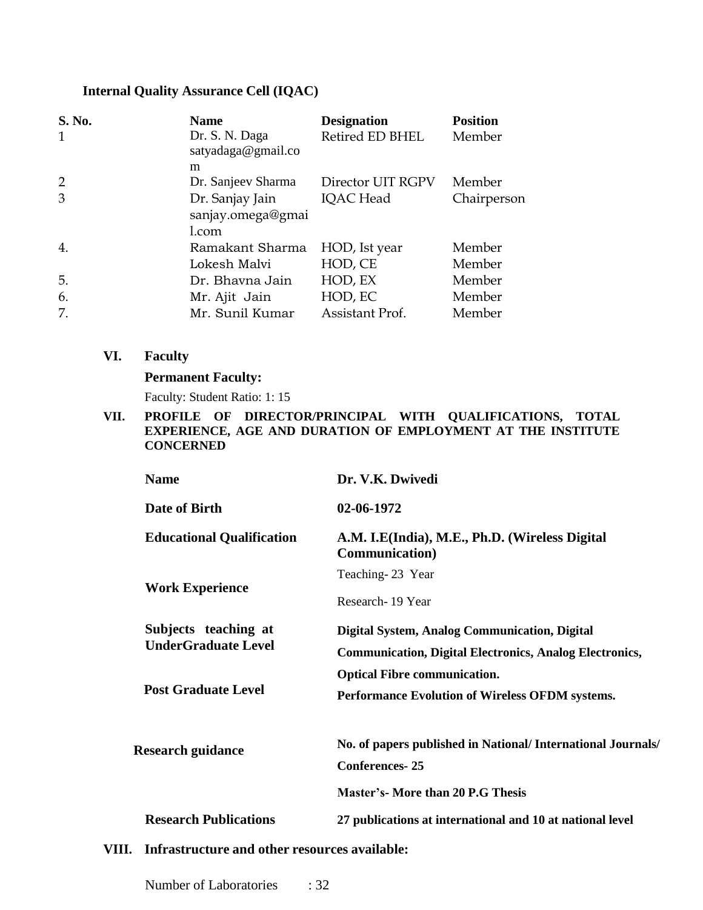**Internal Quality Assurance Cell (IQAC)**

| S. No. | Name | Designation | Position |
|---|---|---|---|
| 1 | Dr. S. N. Daga satyadaga@gmail.com | Retired ED BHEL | Member |
| 2 | Dr. Sanjeev Sharma | Director UIT RGPV | Member |
| 3 | Dr. Sanjay Jain sanjay.omega@gmail.com | IQAC Head | Chairperson |
| 4. | Ramakant Sharma | HOD, Ist year | Member |
| | Lokesh Malvi | HOD, CE | Member |
| 5. | Dr. Bhavna Jain | HOD, EX | Member |
| 6. | Mr. Ajit Jain | HOD, EC | Member |
| 7. | Mr. Sunil Kumar | Assistant Prof. | Member |

## VI. Faculty

**Permanent Faculty:**

Faculty: Student Ratio: 1: 15

## VII. PROFILE OF DIRECTOR/PRINCIPAL WITH QUALIFICATIONS, TOTAL EXPERIENCE, AGE AND DURATION OF EMPLOYMENT AT THE INSTITUTE CONCERNED

| | |
|---|---|
| **Name** | **Dr. V.K. Dwivedi** |
| **Date of Birth** | **02-06-1972** |
| **Educational Qualification** | **A.M. I.E(India), M.E., Ph.D. (Wireless Digital Communication)** |
| **Work Experience** | Teaching- 23 Year<br>Research- 19 Year |
| **Subjects teaching at UnderGraduate Level** | **Digital System, Analog Communication, Digital Communication, Digital Electronics, Analog Electronics, Optical Fibre communication.** |
| **Post Graduate Level** | **Performance Evolution of Wireless OFDM systems.** |
| **Research guidance** | **No. of papers published in National/ International Journals/ Conferences- 25**<br>**Master's- More than 20 P.G Thesis** |
| **Research Publications** | **27 publications at international and 10 at national level** |

## VIII. Infrastructure and other resources available:

Number of Laboratories : 32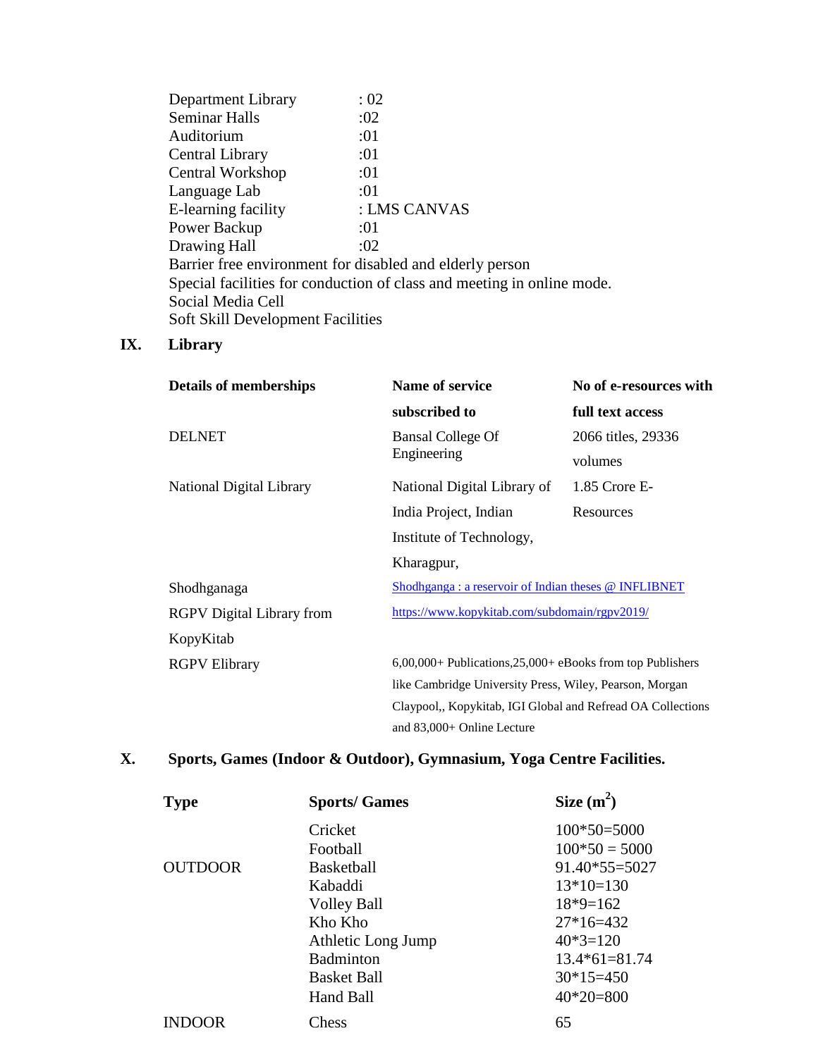| | |
|---|---|
| Department Library | : 02 |
| Seminar Halls | :02 |
| Auditorium | :01 |
| Central Library | :01 |
| Central Workshop | :01 |
| Language Lab | :01 |
| E-learning facility | : LMS CANVAS |
| Power Backup | :01 |
| Drawing Hall | :02 |

Barrier free environment for disabled and elderly person

Special facilities for conduction of class and meeting in online mode.

Social Media Cell

Soft Skill Development Facilities

## IX. Library

| Details of memberships | Name of service subscribed to | No of e-resources with full text access |
|---|---|---|
| DELNET | Bansal College Of Engineering | 2066 titles, 29336 volumes |
| National Digital Library | National Digital Library of India Project, Indian Institute of Technology, Kharagpur, | 1.85 Crore E-Resources |
| Shodhganaga | Shodhganga : a reservoir of Indian theses @ INFLIBNET | |
| RGPV Digital Library from KopyKitab | https://www.kopykitab.com/subdomain/rgpv2019/ | |
| RGPV Elibrary | 6,00,000+ Publications,25,000+ eBooks from top Publishers like Cambridge University Press, Wiley, Pearson, Morgan Claypool,, Kopykitab, IGI Global and Refread OA Collections and 83,000+ Online Lecture | |

## X. Sports, Games (Indoor & Outdoor), Gymnasium, Yoga Centre Facilities.

| Type | Sports/ Games | Size ($m^2$) |
|---|---|---|
| | Cricket | 100*50=5000 |
| | Football | 100*50 = 5000 |
| OUTDOOR | Basketball | 91.40*55=5027 |
| | Kabaddi | 13*10=130 |
| | Volley Ball | 18*9=162 |
| | Kho Kho | 27*16=432 |
| | Athletic Long Jump | 40*3=120 |
| | Badminton | 13.4*61=81.74 |
| | Basket Ball | 30*15=450 |
| | Hand Ball | 40*20=800 |
| INDOOR | Chess | 65 |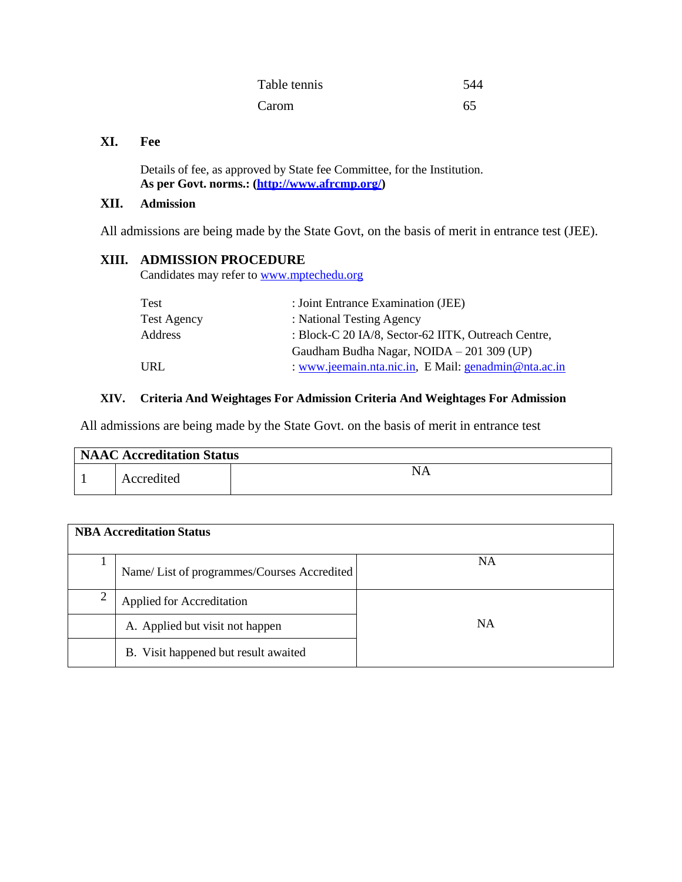| | |
|---|---|
| Table tennis | 544 |
| Carom | 65 |

### XI. Fee

Details of fee, as approved by State fee Committee, for the Institution.
**As per Govt. norms.: ([http://www.afrcmp.org/](http://www.afrcmp.org/))**

### XII. Admission

All admissions are being made by the State Govt, on the basis of merit in entrance test (JEE).

### XIII. ADMISSION PROCEDURE

Candidates may refer to [www.mptechedu.org](http://www.mptechedu.org)

| | |
|---|---|
| Test | : Joint Entrance Examination (JEE) |
| Test Agency | : National Testing Agency |
| Address | : Block-C 20 IA/8, Sector-62 IITK, Outreach Centre, Gaudham Budha Nagar, NOIDA – 201 309 (UP) |
| URL | : [www.jeemain.nta.nic.in](http://www.jeemain.nta.nic.in), E Mail: [genadmin@nta.ac.in](mailto:genadmin@nta.ac.in) |

### XIV. Criteria And Weightages For Admission Criteria And Weightages For Admission

All admissions are being made by the State Govt. on the basis of merit in entrance test

| **NAAC Accreditation Status** | | |
|---|---|---|
| 1 | Accredited | NA |

| **NBA Accreditation Status** | | |
|---|---|---|
| 1 | Name/ List of programmes/Courses Accredited | NA |
| 2 | Applied for Accreditation | NA |
| | A. Applied but visit not happen | |
| | B. Visit happened but result awaited | |